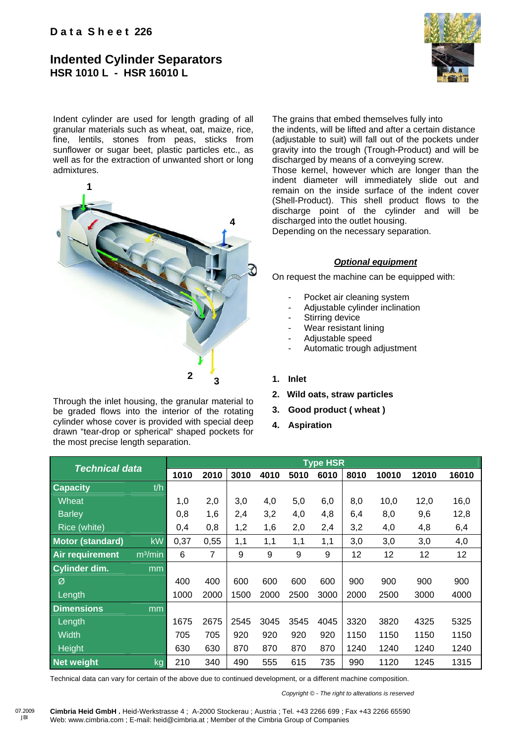**D a t a S h e e t 226**

# Indented Cylinder Separators
## HSR 1010 L - HSR 16010 L

Indent cylinder are used for length grading of all granular materials such as wheat, oat, maize, rice, fine, lentils, stones from peas, sticks from sunflower or sugar beet, plastic particles etc., as well as for the extraction of unwanted short or long admixtures.

Through the inlet housing, the granular material to be graded flows into the interior of the rotating cylinder whose cover is provided with special deep drawn "tear-drop or spherical" shaped pockets for the most precise length separation.

The grains that embed themselves fully into the indents, will be lifted and after a certain distance (adjustable to suit) will fall out of the pockets under gravity into the trough (Trough-Product) and will be discharged by means of a conveying screw.
Those kernel, however which are longer than the indent diameter will immediately slide out and remain on the inside surface of the indent cover (Shell-Product). This shell product flows to the discharge point of the cylinder and will be discharged into the outlet housing.
Depending on the necessary separation.

***Optional equipment***

On request the machine can be equipped with:

- Pocket air cleaning system
- Adjustable cylinder inclination
- Stirring device
- Wear resistant lining
- Adjustable speed
- Automatic trough adjustment

1. **Inlet**
2. **Wild oats, straw particles**
3. **Good product ( wheat )**
4. **Aspiration**

| Technical data | | Type HSR | | | | | | | | | |
|---|---|---|---|---|---|---|---|---|---|---|---|
| | | 1010 | 2010 | 3010 | 4010 | 5010 | 6010 | 8010 | 10010 | 12010 | 16010 |
| **Capacity** | t/h | | | | | | | | | | |
| Wheat | | 1,0 | 2,0 | 3,0 | 4,0 | 5,0 | 6,0 | 8,0 | 10,0 | 12,0 | 16,0 |
| Barley | | 0,8 | 1,6 | 2,4 | 3,2 | 4,0 | 4,8 | 6,4 | 8,0 | 9,6 | 12,8 |
| Rice (white) | | 0,4 | 0,8 | 1,2 | 1,6 | 2,0 | 2,4 | 3,2 | 4,0 | 4,8 | 6,4 |
| **Motor (standard)** | kW | 0,37 | 0,55 | 1,1 | 1,1 | 1,1 | 1,1 | 3,0 | 3,0 | 3,0 | 4,0 |
| **Air requirement** | m³/min | 6 | 7 | 9 | 9 | 9 | 9 | 12 | 12 | 12 | 12 |
| **Cylinder dim.** | mm | | | | | | | | | | |
| Ø | | 400 | 400 | 600 | 600 | 600 | 600 | 900 | 900 | 900 | 900 |
| Length | | 1000 | 2000 | 1500 | 2000 | 2500 | 3000 | 2000 | 2500 | 3000 | 4000 |
| **Dimensions** | mm | | | | | | | | | | |
| Length | | 1675 | 2675 | 2545 | 3045 | 3545 | 4045 | 3320 | 3820 | 4325 | 5325 |
| Width | | 705 | 705 | 920 | 920 | 920 | 920 | 1150 | 1150 | 1150 | 1150 |
| Height | | 630 | 630 | 870 | 870 | 870 | 870 | 1240 | 1240 | 1240 | 1240 |
| **Net weight** | kg | 210 | 340 | 490 | 555 | 615 | 735 | 990 | 1120 | 1245 | 1315 |

Technical data can vary for certain of the above due to continued development, or a different machine composition.

*Copyright © - The right to alterations is reserved*

07.2009 JBl

**Cimbria Heid GmbH .** Heid-Werkstrasse 4 ; A-2000 Stockerau ; Austria ; Tel. +43 2266 699 ; Fax +43 2266 65590
Web: www.cimbria.com ; E-mail: heid@cimbria.at ; Member of the Cimbria Group of Companies